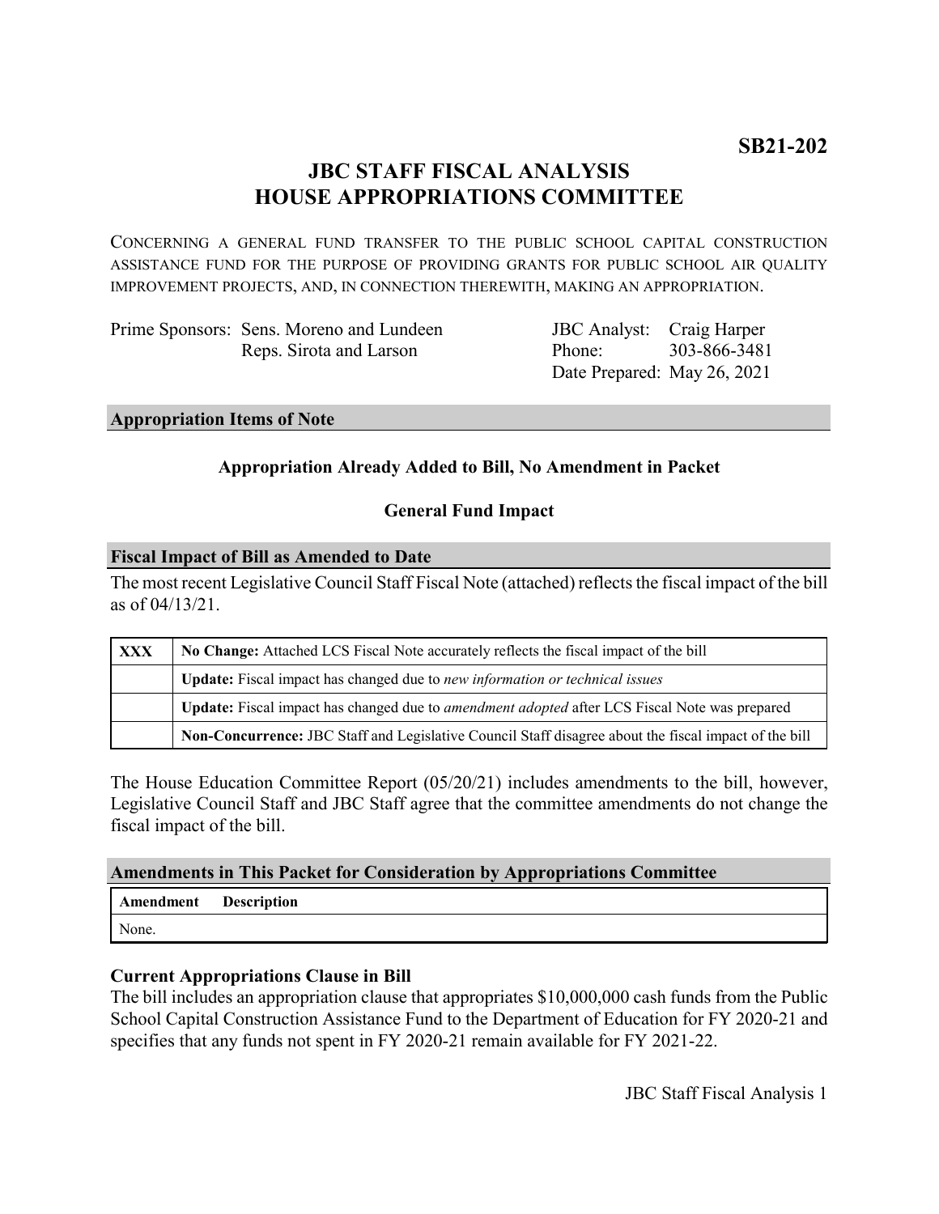**SB21-202**

# JBC STAFF FISCAL ANALYSIS
# HOUSE APPROPRIATIONS COMMITTEE

CONCERNING A GENERAL FUND TRANSFER TO THE PUBLIC SCHOOL CAPITAL CONSTRUCTION ASSISTANCE FUND FOR THE PURPOSE OF PROVIDING GRANTS FOR PUBLIC SCHOOL AIR QUALITY IMPROVEMENT PROJECTS, AND, IN CONNECTION THEREWITH, MAKING AN APPROPRIATION.

Prime Sponsors: Sens. Moreno and Lundeen
Reps. Sirota and Larson

JBC Analyst: Craig Harper
Phone: 303-866-3481
Date Prepared: May 26, 2021

## Appropriation Items of Note

**Appropriation Already Added to Bill, No Amendment in Packet**

**General Fund Impact**

## Fiscal Impact of Bill as Amended to Date

The most recent Legislative Council Staff Fiscal Note (attached) reflects the fiscal impact of the bill as of 04/13/21.

| | |
|---|---|
| XXX | **No Change:** Attached LCS Fiscal Note accurately reflects the fiscal impact of the bill |
| | **Update:** Fiscal impact has changed due to *new information or technical issues* |
| | **Update:** Fiscal impact has changed due to *amendment adopted* after LCS Fiscal Note was prepared |
| | **Non-Concurrence:** JBC Staff and Legislative Council Staff disagree about the fiscal impact of the bill |

The House Education Committee Report (05/20/21) includes amendments to the bill, however, Legislative Council Staff and JBC Staff agree that the committee amendments do not change the fiscal impact of the bill.

## Amendments in This Packet for Consideration by Appropriations Committee

| Amendment | Description |
|---|---|
| None. | |

### Current Appropriations Clause in Bill

The bill includes an appropriation clause that appropriates $10,000,000 cash funds from the Public School Capital Construction Assistance Fund to the Department of Education for FY 2020-21 and specifies that any funds not spent in FY 2020-21 remain available for FY 2021-22.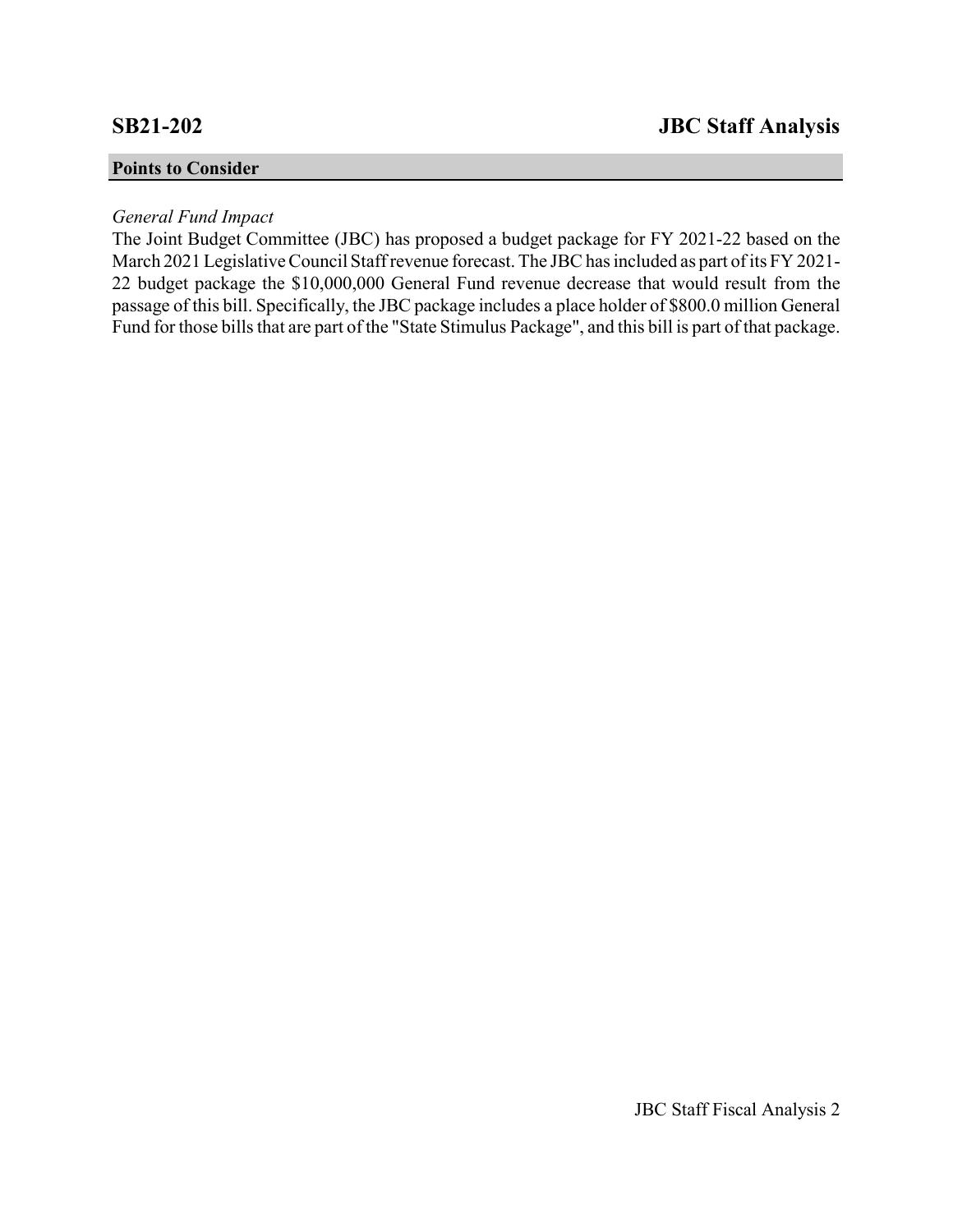## Points to Consider

*General Fund Impact*

The Joint Budget Committee (JBC) has proposed a budget package for FY 2021-22 based on the March 2021 Legislative Council Staff revenue forecast. The JBC has included as part of its FY 2021-22 budget package the $10,000,000 General Fund revenue decrease that would result from the passage of this bill. Specifically, the JBC package includes a place holder of $800.0 million General Fund for those bills that are part of the "State Stimulus Package", and this bill is part of that package.